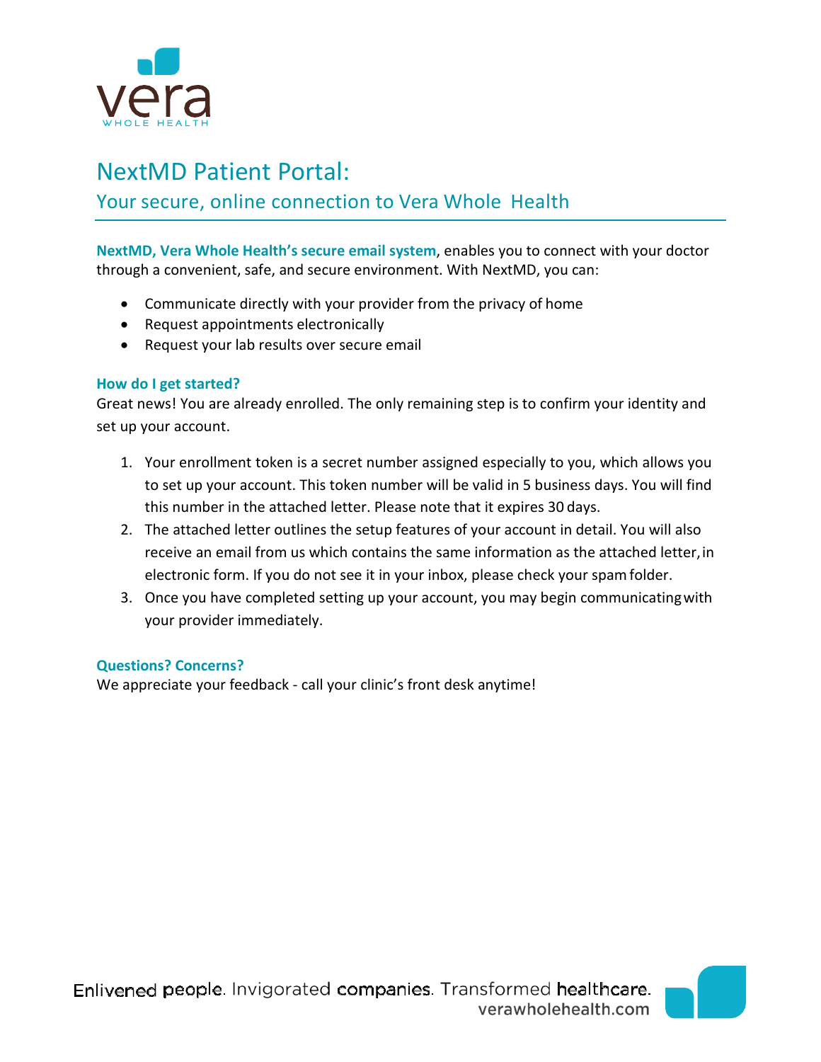vera
WHOLE HEALTH

# NextMD Patient Portal:

## Your secure, online connection to Vera Whole Health

**NextMD, Vera Whole Health's secure email system**, enables you to connect with your doctor through a convenient, safe, and secure environment. With NextMD, you can:

- Communicate directly with your provider from the privacy of home
- Request appointments electronically
- Request your lab results over secure email

### How do I get started?

Great news! You are already enrolled. The only remaining step is to confirm your identity and set up your account.

1. Your enrollment token is a secret number assigned especially to you, which allows you to set up your account. This token number will be valid in 5 business days. You will find this number in the attached letter. Please note that it expires 30 days.
2. The attached letter outlines the setup features of your account in detail. You will also receive an email from us which contains the same information as the attached letter, in electronic form. If you do not see it in your inbox, please check your spam folder.
3. Once you have completed setting up your account, you may begin communicating with your provider immediately.

### Questions? Concerns?

We appreciate your feedback - call your clinic's front desk anytime!

Enlivened people. Invigorated companies. Transformed healthcare.
verawholehealth.com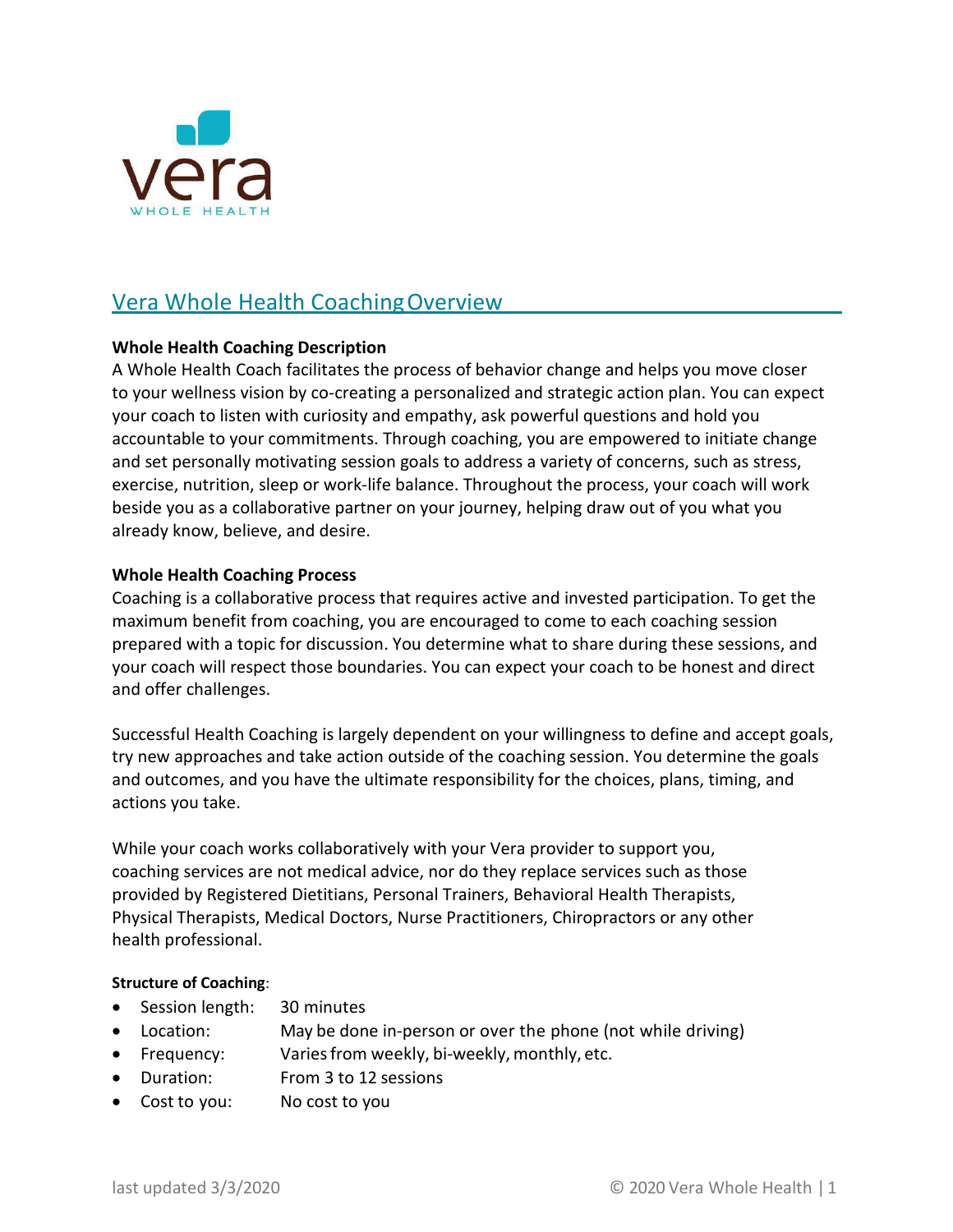vera
WHOLE HEALTH

## Vera Whole Health Coaching Overview

**Whole Health Coaching Description**

A Whole Health Coach facilitates the process of behavior change and helps you move closer to your wellness vision by co-creating a personalized and strategic action plan. You can expect your coach to listen with curiosity and empathy, ask powerful questions and hold you accountable to your commitments. Through coaching, you are empowered to initiate change and set personally motivating session goals to address a variety of concerns, such as stress, exercise, nutrition, sleep or work-life balance. Throughout the process, your coach will work beside you as a collaborative partner on your journey, helping draw out of you what you already know, believe, and desire.

**Whole Health Coaching Process**

Coaching is a collaborative process that requires active and invested participation. To get the maximum benefit from coaching, you are encouraged to come to each coaching session prepared with a topic for discussion. You determine what to share during these sessions, and your coach will respect those boundaries. You can expect your coach to be honest and direct and offer challenges.

Successful Health Coaching is largely dependent on your willingness to define and accept goals, try new approaches and take action outside of the coaching session. You determine the goals and outcomes, and you have the ultimate responsibility for the choices, plans, timing, and actions you take.

While your coach works collaboratively with your Vera provider to support you, coaching services are not medical advice, nor do they replace services such as those provided by Registered Dietitians, Personal Trainers, Behavioral Health Therapists, Physical Therapists, Medical Doctors, Nurse Practitioners, Chiropractors or any other health professional.

**Structure of Coaching**:

- Session length: 30 minutes
- Location: May be done in-person or over the phone (not while driving)
- Frequency: Varies from weekly, bi-weekly, monthly, etc.
- Duration: From 3 to 12 sessions
- Cost to you: No cost to you

last updated 3/3/2020 © 2020 Vera Whole Health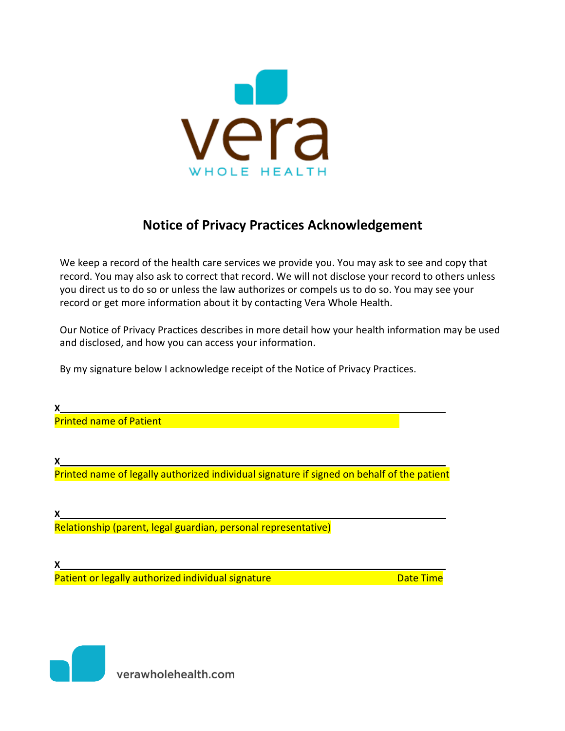vera

WHOLE HEALTH

# Notice of Privacy Practices Acknowledgement

We keep a record of the health care services we provide you. You may ask to see and copy that record. You may also ask to correct that record. We will not disclose your record to others unless you direct us to do so or unless the law authorizes or compels us to do so. You may see your record or get more information about it by contacting Vera Whole Health.

Our Notice of Privacy Practices describes in more detail how your health information may be used and disclosed, and how you can access your information.

By my signature below I acknowledge receipt of the Notice of Privacy Practices.

X______________________________________________________________________

Printed name of Patient

X______________________________________________________________________

Printed name of legally authorized individual signature if signed on behalf of the patient

X______________________________________________________________________

Relationship (parent, legal guardian, personal representative)

X______________________________________________________________________

Patient or legally authorized individual signature Date Time

verawholehealth.com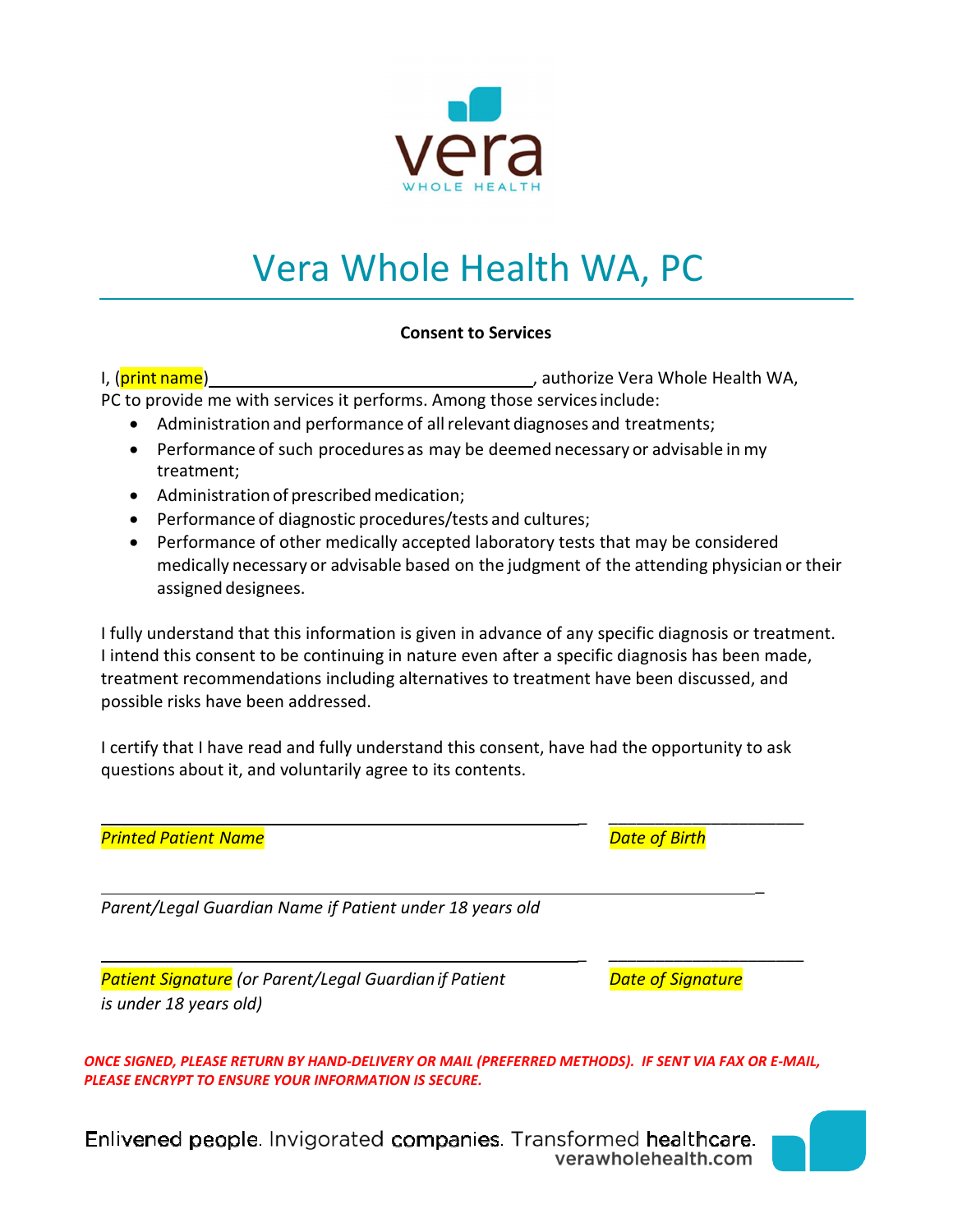vera
WHOLE HEALTH

# Vera Whole Health WA, PC

**Consent to Services**

I, (print name)\_\_\_\_\_\_\_\_\_\_\_\_\_\_\_\_\_\_\_\_\_\_\_\_\_\_\_\_\_\_\_\_\_\_, authorize Vera Whole Health WA, PC to provide me with services it performs. Among those services include:

- Administration and performance of all relevant diagnoses and treatments;
- Performance of such procedures as may be deemed necessary or advisable in my treatment;
- Administration of prescribed medication;
- Performance of diagnostic procedures/tests and cultures;
- Performance of other medically accepted laboratory tests that may be considered medically necessary or advisable based on the judgment of the attending physician or their assigned designees.

I fully understand that this information is given in advance of any specific diagnosis or treatment. I intend this consent to be continuing in nature even after a specific diagnosis has been made, treatment recommendations including alternatives to treatment have been discussed, and possible risks have been addressed.

I certify that I have read and fully understand this consent, have had the opportunity to ask questions about it, and voluntarily agree to its contents.

\_\_\_\_\_\_\_\_\_\_\_\_\_\_\_\_\_\_\_\_\_\_\_\_\_\_\_\_\_\_\_\_\_\_\_\_\_\_\_\_\_\_\_\_ \_\_\_\_\_\_\_\_\_\_\_\_\_\_\_\_\_\_\_\_\_\_

*Printed Patient Name* *Date of Birth*

\_\_\_\_\_\_\_\_\_\_\_\_\_\_\_\_\_\_\_\_\_\_\_\_\_\_\_\_\_\_\_\_\_\_\_\_\_\_\_\_\_\_\_\_\_\_\_\_\_\_\_\_\_\_\_\_\_\_\_\_\_\_

*Parent/Legal Guardian Name if Patient under 18 years old*

\_\_\_\_\_\_\_\_\_\_\_\_\_\_\_\_\_\_\_\_\_\_\_\_\_\_\_\_\_\_\_\_\_\_\_\_\_\_\_\_\_\_\_\_ \_\_\_\_\_\_\_\_\_\_\_\_\_\_\_\_\_\_\_\_\_\_

*Patient Signature (or Parent/Legal Guardian if Patient is under 18 years old)* *Date of Signature*

***ONCE SIGNED, PLEASE RETURN BY HAND-DELIVERY OR MAIL (PREFERRED METHODS). IF SENT VIA FAX OR E-MAIL, PLEASE ENCRYPT TO ENSURE YOUR INFORMATION IS SECURE.***

Enlivened people. Invigorated companies. Transformed healthcare.
verawholehealth.com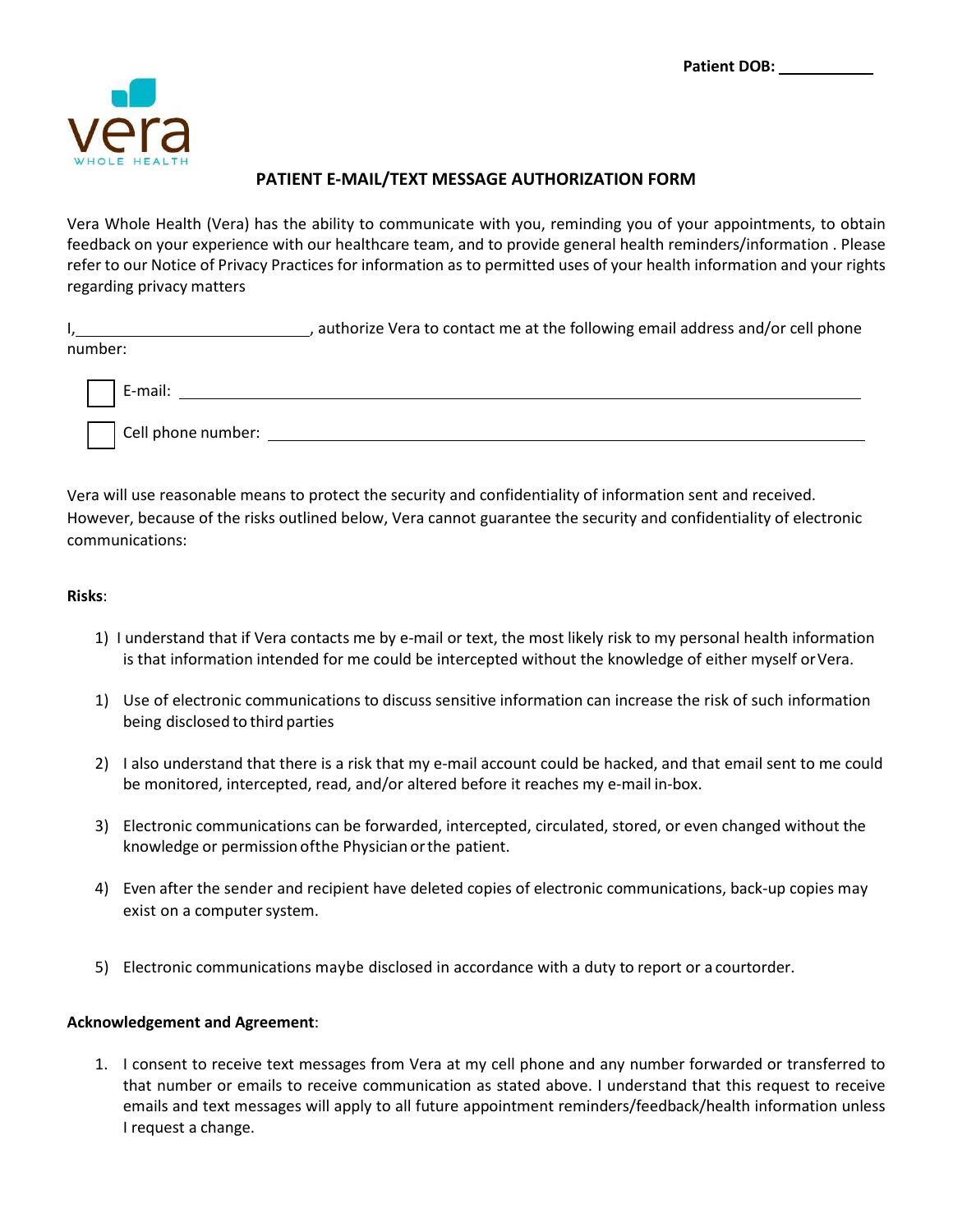Patient DOB: ___________

vera
WHOLE HEALTH

## PATIENT E-MAIL/TEXT MESSAGE AUTHORIZATION FORM

Vera Whole Health (Vera) has the ability to communicate with you, reminding you of your appointments, to obtain feedback on your experience with our healthcare team, and to provide general health reminders/information . Please refer to our Notice of Privacy Practices for information as to permitted uses of your health information and your rights regarding privacy matters

I,___________________________, authorize Vera to contact me at the following email address and/or cell phone number:

☐ E-mail: ___________________________________________________________

☐ Cell phone number: ___________________________________________________

Vera will use reasonable means to protect the security and confidentiality of information sent and received. However, because of the risks outlined below, Vera cannot guarantee the security and confidentiality of electronic communications:

**Risks**:

1) I understand that if Vera contacts me by e-mail or text, the most likely risk to my personal health information is that information intended for me could be intercepted without the knowledge of either myself or Vera.

1) Use of electronic communications to discuss sensitive information can increase the risk of such information being disclosed to third parties

2) I also understand that there is a risk that my e-mail account could be hacked, and that email sent to me could be monitored, intercepted, read, and/or altered before it reaches my e-mail in-box.

3) Electronic communications can be forwarded, intercepted, circulated, stored, or even changed without the knowledge or permission ofthe Physician orthe patient.

4) Even after the sender and recipient have deleted copies of electronic communications, back-up copies may exist on a computer system.

5) Electronic communications maybe disclosed in accordance with a duty to report or a courtorder.

**Acknowledgement and Agreement**:

1. I consent to receive text messages from Vera at my cell phone and any number forwarded or transferred to that number or emails to receive communication as stated above. I understand that this request to receive emails and text messages will apply to all future appointment reminders/feedback/health information unless I request a change.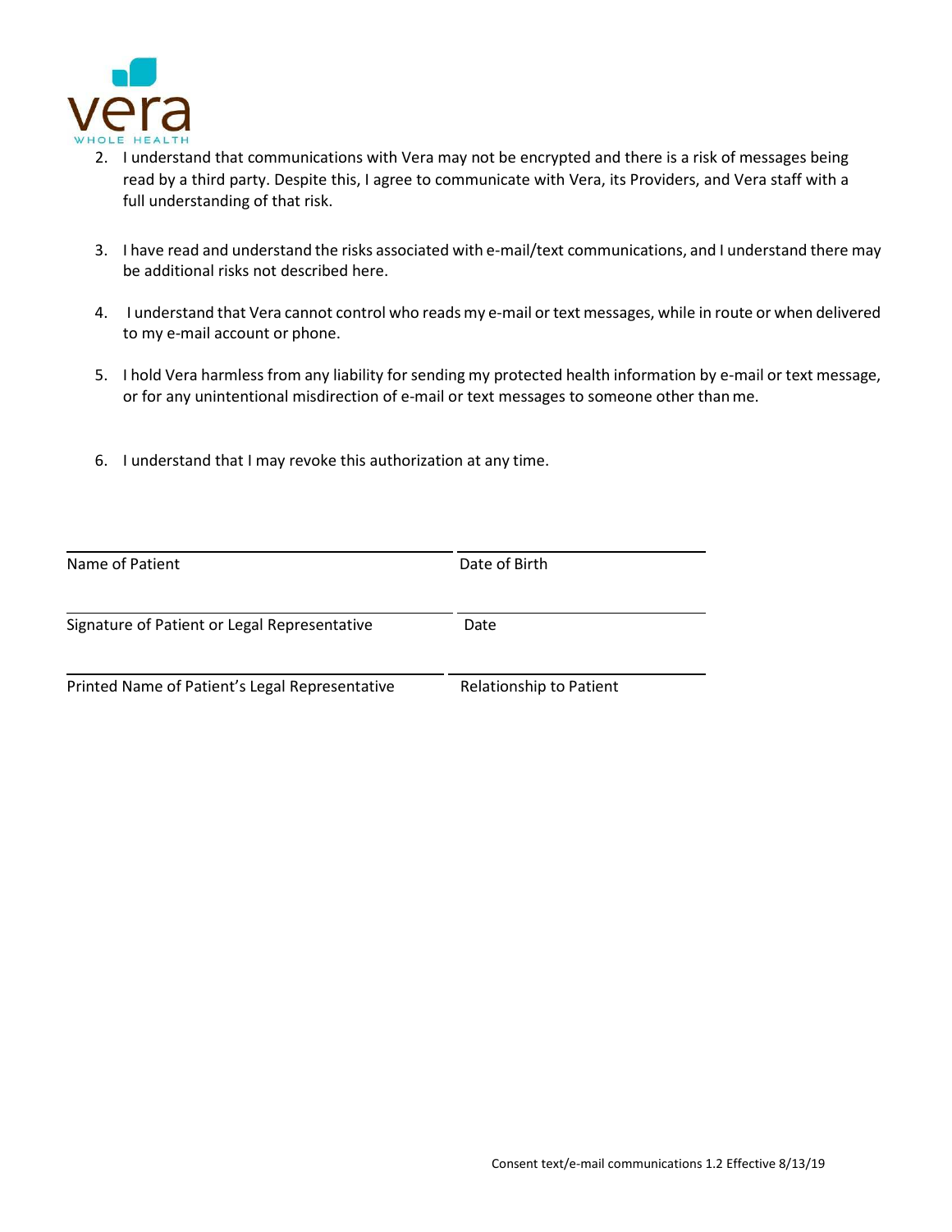2. I understand that communications with Vera may not be encrypted and there is a risk of messages being read by a third party. Despite this, I agree to communicate with Vera, its Providers, and Vera staff with a full understanding of that risk.

3. I have read and understand the risks associated with e-mail/text communications, and I understand there may be additional risks not described here.

4. I understand that Vera cannot control who reads my e-mail or text messages, while in route or when delivered to my e-mail account or phone.

5. I hold Vera harmless from any liability for sending my protected health information by e-mail or text message, or for any unintentional misdirection of e-mail or text messages to someone other than me.

6. I understand that I may revoke this authorization at any time.

| | |
|---|---|
| Name of Patient | Date of Birth |
| Signature of Patient or Legal Representative | Date |
| Printed Name of Patient's Legal Representative | Relationship to Patient |

Consent text/e-mail communications 1.2 Effective 8/13/19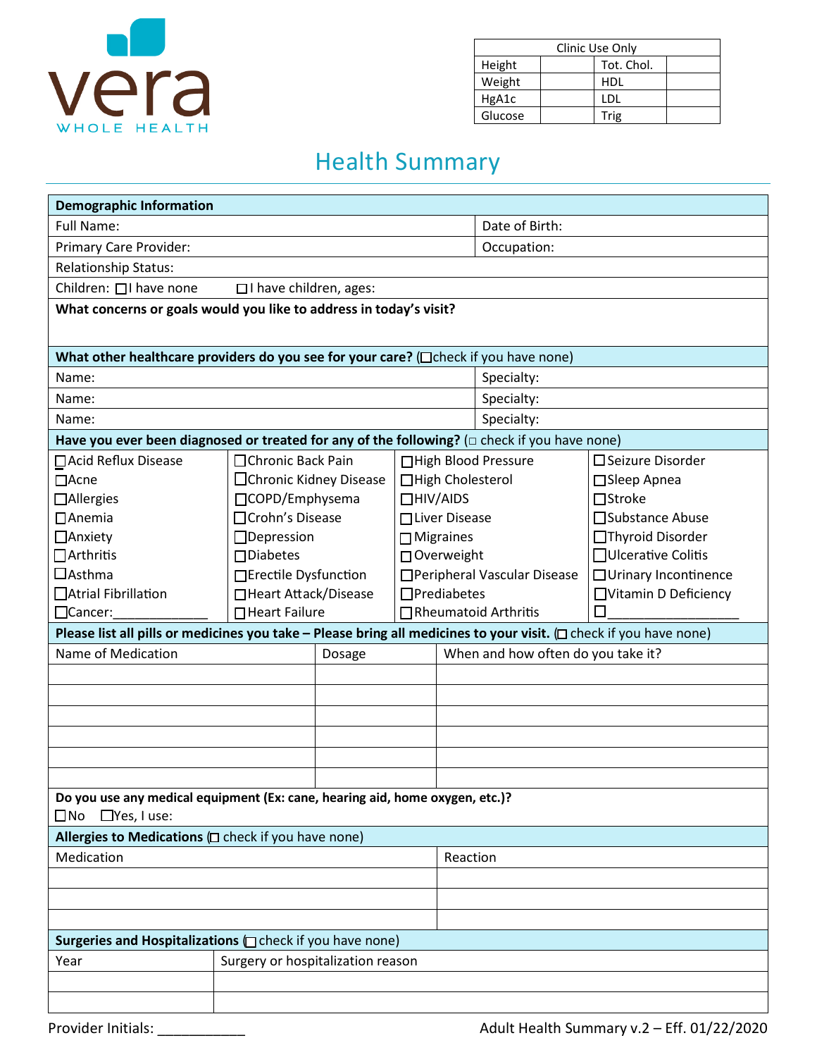vera
WHOLE HEALTH

| Clinic Use Only | | | |
|---|---|---|---|
| Height | | Tot. Chol. | |
| Weight | | HDL | |
| HgA1c | | LDL | |
| Glucose | | Trig | |

# Health Summary

| **Demographic Information** | |
|---|---|
| Full Name: | Date of Birth: |
| Primary Care Provider: | Occupation: |
| Relationship Status: | |
| Children: ☐I have none ☐I have children, ages: | |
| **What concerns or goals would you like to address in today's visit?** | |

| **What other healthcare providers do you see for your care?** (☐check if you have none) | |
|---|---|
| Name: | Specialty: |
| Name: | Specialty: |
| Name: | Specialty: |

**Have you ever been diagnosed or treated for any of the following?** (☐ check if you have none)

| | | | |
|---|---|---|---|
| ☐Acid Reflux Disease | ☐Chronic Back Pain | ☐High Blood Pressure | ☐Seizure Disorder |
| ☐Acne | ☐Chronic Kidney Disease | ☐High Cholesterol | ☐Sleep Apnea |
| ☐Allergies | ☐COPD/Emphysema | ☐HIV/AIDS | ☐Stroke |
| ☐Anemia | ☐Crohn's Disease | ☐Liver Disease | ☐Substance Abuse |
| ☐Anxiety | ☐Depression | ☐Migraines | ☐Thyroid Disorder |
| ☐Arthritis | ☐Diabetes | ☐Overweight | ☐Ulcerative Colitis |
| ☐Asthma | ☐Erectile Dysfunction | ☐Peripheral Vascular Disease | ☐Urinary Incontinence |
| ☐Atrial Fibrillation | ☐Heart Attack/Disease | ☐Prediabetes | ☐Vitamin D Deficiency |
| ☐Cancer:____________ | ☐Heart Failure | ☐Rheumatoid Arthritis | ☐________________ |

**Please list all pills or medicines you take – Please bring all medicines to your visit.** (☐ check if you have none)

| Name of Medication | Dosage | When and how often do you take it? |
|---|---|---|
| | | |
| | | |
| | | |
| | | |
| | | |
| | | |

**Do you use any medical equipment (Ex: cane, hearing aid, home oxygen, etc.)?**
☐No ☐Yes, I use:

**Allergies to Medications** (☐ check if you have none)

| Medication | Reaction |
|---|---|
| | |
| | |
| | |

**Surgeries and Hospitalizations** (☐check if you have none)

| Year | Surgery or hospitalization reason |
|---|---|
| | |
| | |

Provider Initials: ___________

Adult Health Summary v.2 – Eff. 01/22/2020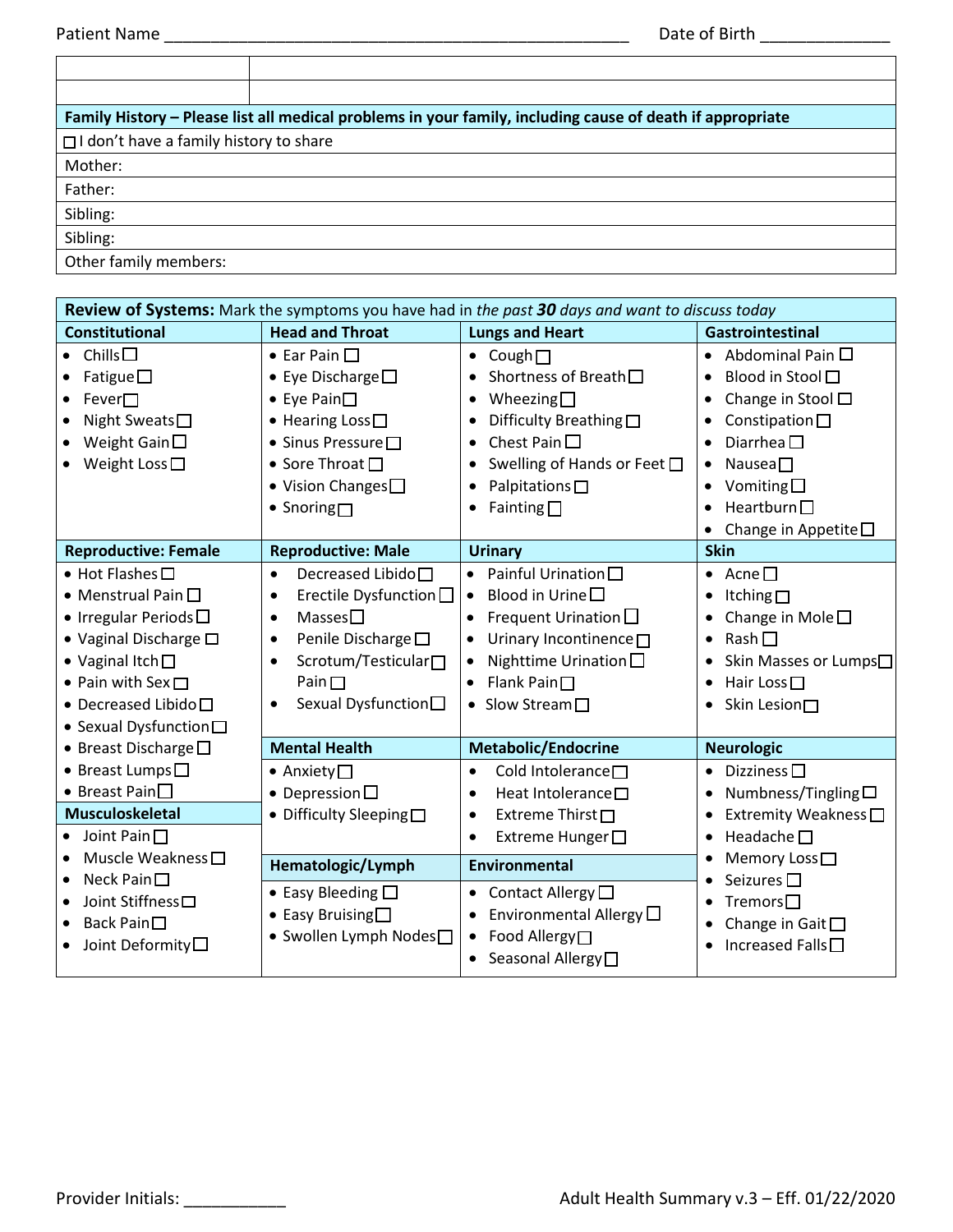Patient Name ______________________________________________ Date of Birth ______________

| | |
|---|---|
| | |
| | |

| Family History – Please list all medical problems in your family, including cause of death if appropriate |
|---|
| ☐ I don't have a family history to share |
| Mother: |
| Father: |
| Sibling: |
| Sibling: |
| Other family members: |

**Review of Systems:** Mark the symptoms you have had in *the past **30** days and want to discuss today*

| Constitutional | Head and Throat | Lungs and Heart | Gastrointestinal |
|---|---|---|---|
| • Chills ☐<br>• Fatigue ☐<br>• Fever ☐<br>• Night Sweats ☐<br>• Weight Gain ☐<br>• Weight Loss ☐ | • Ear Pain ☐<br>• Eye Discharge ☐<br>• Eye Pain ☐<br>• Hearing Loss ☐<br>• Sinus Pressure ☐<br>• Sore Throat ☐<br>• Vision Changes ☐<br>• Snoring ☐ | • Cough ☐<br>• Shortness of Breath ☐<br>• Wheezing ☐<br>• Difficulty Breathing ☐<br>• Chest Pain ☐<br>• Swelling of Hands or Feet ☐<br>• Palpitations ☐<br>• Fainting ☐ | • Abdominal Pain ☐<br>• Blood in Stool ☐<br>• Change in Stool ☐<br>• Constipation ☐<br>• Diarrhea ☐<br>• Nausea ☐<br>• Vomiting ☐<br>• Heartburn ☐<br>• Change in Appetite ☐ |
| **Reproductive: Female** | **Reproductive: Male** | **Urinary** | **Skin** |
| • Hot Flashes ☐<br>• Menstrual Pain ☐<br>• Irregular Periods ☐<br>• Vaginal Discharge ☐<br>• Vaginal Itch ☐<br>• Pain with Sex ☐<br>• Decreased Libido ☐<br>• Sexual Dysfunction ☐<br>• Breast Discharge ☐<br>• Breast Lumps ☐<br>• Breast Pain ☐ | • Decreased Libido ☐<br>• Erectile Dysfunction ☐<br>• Masses ☐<br>• Penile Discharge ☐<br>• Scrotum/Testicular Pain ☐<br>• Sexual Dysfunction ☐ | • Painful Urination ☐<br>• Blood in Urine ☐<br>• Frequent Urination ☐<br>• Urinary Incontinence ☐<br>• Nighttime Urination ☐<br>• Flank Pain ☐<br>• Slow Stream ☐ | • Acne ☐<br>• Itching ☐<br>• Change in Mole ☐<br>• Rash ☐<br>• Skin Masses or Lumps ☐<br>• Hair Loss ☐<br>• Skin Lesion ☐ |
| | **Mental Health** | **Metabolic/Endocrine** | **Neurologic** |
| | • Anxiety ☐<br>• Depression ☐<br>• Difficulty Sleeping ☐ | • Cold Intolerance ☐<br>• Heat Intolerance ☐<br>• Extreme Thirst ☐<br>• Extreme Hunger ☐ | • Dizziness ☐<br>• Numbness/Tingling ☐<br>• Extremity Weakness ☐<br>• Headache ☐<br>• Memory Loss ☐<br>• Seizures ☐<br>• Tremors ☐<br>• Change in Gait ☐<br>• Increased Falls ☐ |
| **Musculoskeletal** | **Hematologic/Lymph** | **Environmental** | |
| • Joint Pain ☐<br>• Muscle Weakness ☐<br>• Neck Pain ☐<br>• Joint Stiffness ☐<br>• Back Pain ☐<br>• Joint Deformity ☐ | • Easy Bleeding ☐<br>• Easy Bruising ☐<br>• Swollen Lymph Nodes ☐ | • Contact Allergy ☐<br>• Environmental Allergy ☐<br>• Food Allergy ☐<br>• Seasonal Allergy ☐ | |

Provider Initials: ___________

Adult Health Summary v.3 – Eff. 01/22/2020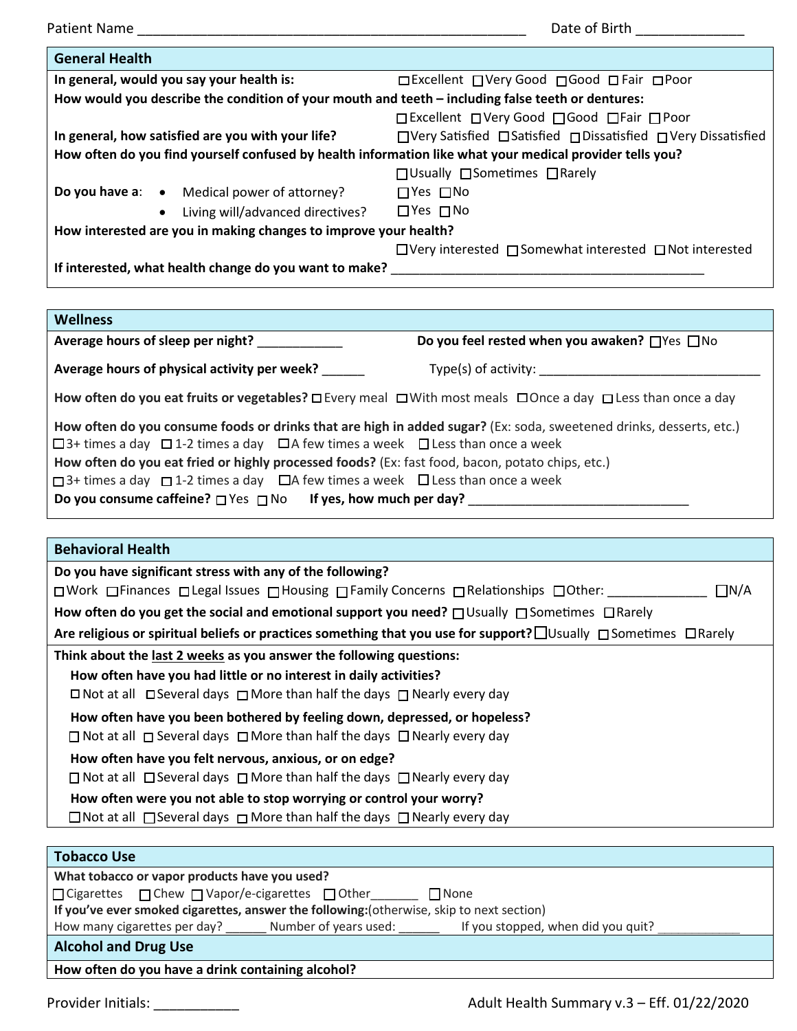Patient Name ____________________________________________________ Date of Birth ______________

## General Health

**In general, would you say your health is:** ☐ Excellent ☐ Very Good ☐ Good ☐ Fair ☐ Poor

**How would you describe the condition of your mouth and teeth – including false teeth or dentures:**
☐ Excellent ☐ Very Good ☐ Good ☐ Fair ☐ Poor

**In general, how satisfied are you with your life?** ☐ Very Satisfied ☐ Satisfied ☐ Dissatisfied ☐ Very Dissatisfied

**How often do you find yourself confused by health information like what your medical provider tells you?**
☐ Usually ☐ Sometimes ☐ Rarely

**Do you have a**:
- Medical power of attorney? ☐ Yes ☐ No
- Living will/advanced directives? ☐ Yes ☐ No

**How interested are you in making changes to improve your health?**
☐ Very interested ☐ Somewhat interested ☐ Not interested

**If interested, what health change do you want to make?** ______________________________________________

## Wellness

**Average hours of sleep per night?** ____________ **Do you feel rested when you awaken?** ☐ Yes ☐ No

**Average hours of physical activity per week?** ______ Type(s) of activity: ________________________________

**How often do you eat fruits or vegetables?** ☐ Every meal ☐ With most meals ☐ Once a day ☐ Less than once a day

**How often do you consume foods or drinks that are high in added sugar?** (Ex: soda, sweetened drinks, desserts, etc.)
☐ 3+ times a day ☐ 1-2 times a day ☐ A few times a week ☐ Less than once a week

**How often do you eat fried or highly processed foods?** (Ex: fast food, bacon, potato chips, etc.)
☐ 3+ times a day ☐ 1-2 times a day ☐ A few times a week ☐ Less than once a week

**Do you consume caffeine?** ☐ Yes ☐ No **If yes, how much per day?** ________________________________

## Behavioral Health

**Do you have significant stress with any of the following?**
☐ Work ☐ Finances ☐ Legal Issues ☐ Housing ☐ Family Concerns ☐ Relationships ☐ Other: ______________ ☐ N/A

**How often do you get the social and emotional support you need?** ☐ Usually ☐ Sometimes ☐ Rarely

**Are religious or spiritual beliefs or practices something that you use for support?** ☐ Usually ☐ Sometimes ☐ Rarely

**Think about the <u>last 2 weeks</u> as you answer the following questions:**

**How often have you had little or no interest in daily activities?**
☐ Not at all ☐ Several days ☐ More than half the days ☐ Nearly every day

**How often have you been bothered by feeling down, depressed, or hopeless?**
☐ Not at all ☐ Several days ☐ More than half the days ☐ Nearly every day

**How often have you felt nervous, anxious, or on edge?**
☐ Not at all ☐ Several days ☐ More than half the days ☐ Nearly every day

**How often were you not able to stop worrying or control your worry?**
☐ Not at all ☐ Several days ☐ More than half the days ☐ Nearly every day

## Tobacco Use

**What tobacco or vapor products have you used?**
☐ Cigarettes ☐ Chew ☐ Vapor/e-cigarettes ☐ Other_______ ☐ None

**If you've ever smoked cigarettes, answer the following:**(otherwise, skip to next section)
How many cigarettes per day? ______ Number of years used: ______ If you stopped, when did you quit? _____________

## Alcohol and Drug Use

**How often do you have a drink containing alcohol?**

Provider Initials: ___________ Adult Health Summary v.3 – Eff. 01/22/2020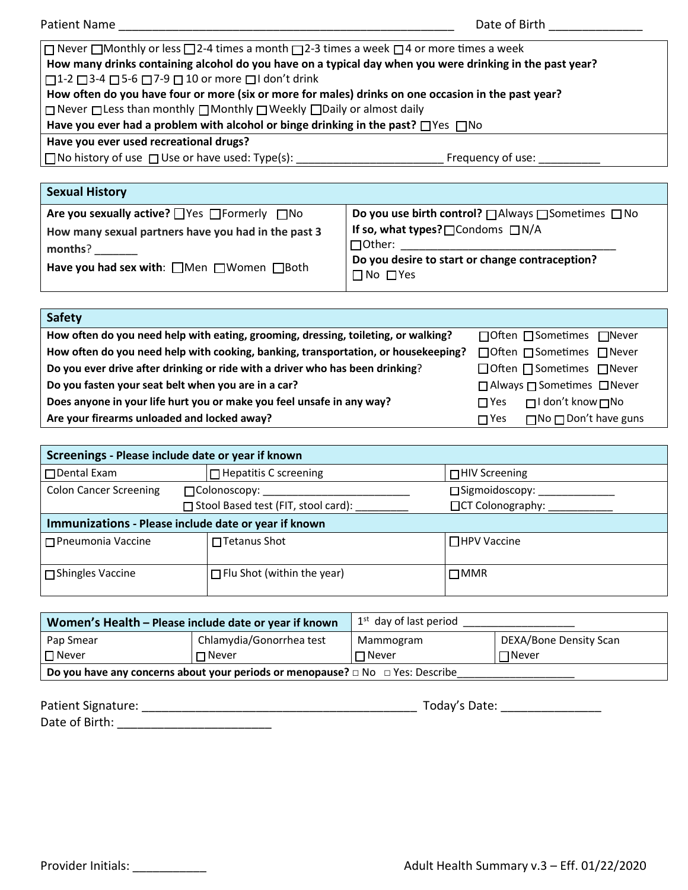Patient Name ___________________________________________________ Date of Birth _____________

| |
|---|
| ☐ Never ☐Monthly or less ☐2-4 times a month ☐2-3 times a week ☐4 or more times a week |
| **How many drinks containing alcohol do you have on a typical day when you were drinking in the past year?** |
| ☐1-2 ☐3-4 ☐5-6 ☐7-9 ☐ 10 or more ☐I don't drink |
| **How often do you have four or more (six or more for males) drinks on one occasion in the past year?** |
| ☐ Never ☐Less than monthly ☐Monthly ☐Weekly ☐Daily or almost daily |
| **Have you ever had a problem with alcohol or binge drinking in the past?** ☐Yes ☐No |
| **Have you ever used recreational drugs?** |
| ☐No history of use ☐ Use or have used: Type(s): _______________________ Frequency of use: __________ |

| **Sexual History** | |
|---|---|
| **Are you sexually active?** ☐Yes ☐Formerly ☐No | **Do you use birth control?** ☐Always ☐Sometimes ☐No |
| **How many sexual partners have you had in the past 3 months**? _______ | **If so, what types?** ☐Condoms ☐N/A<br>☐Other: ___________________________________ |
| **Have you had sex with**: ☐Men ☐Women ☐Both | **Do you desire to start or change contraception?**<br>☐ No ☐Yes |

| **Safety** | |
|---|---|
| **How often do you need help with eating, grooming, dressing, toileting, or walking?** | ☐Often ☐Sometimes ☐Never |
| **How often do you need help with cooking, banking, transportation, or housekeeping?** | ☐Often ☐Sometimes ☐Never |
| **Do you ever drive after drinking or ride with a driver who has been drinking**? | ☐Often ☐Sometimes ☐Never |
| **Do you fasten your seat belt when you are in a car?** | ☐Always ☐Sometimes ☐Never |
| **Does anyone in your life hurt you or make you feel unsafe in any way?** | ☐Yes ☐I don't know ☐No |
| **Are your firearms unloaded and locked away?** | ☐Yes ☐No ☐Don't have guns |

| **Screenings - Please include date or year if known** | | |
|---|---|---|
| ☐Dental Exam | ☐ Hepatitis C screening | ☐HIV Screening |
| Colon Cancer Screening | ☐Colonoscopy: ________________________<br>☐ Stool Based test (FIT, stool card): _________ | ☐Sigmoidoscopy: _____________<br>☐CT Colonography: ___________ |
| **Immunizations - Please include date or year if known** | | |
| ☐Pneumonia Vaccine | ☐Tetanus Shot | ☐HPV Vaccine |
| ☐Shingles Vaccine | ☐ Flu Shot (within the year) | ☐MMR |

| **Women's Health – Please include date or year if known** | | 1st day of last period __________________ | |
|---|---|---|---|
| Pap Smear<br>☐ Never | Chlamydia/Gonorrhea test<br>☐ Never | Mammogram<br>☐ Never | DEXA/Bone Density Scan<br>☐Never |
| **Do you have any concerns about your periods or menopause?** ☐ No ☐ Yes: Describe___________________ | | | |

Patient Signature: __________________________________________ Today's Date: _______________

Date of Birth: ________________________

Provider Initials: ___________

Adult Health Summary v.3 – Eff. 01/22/2020